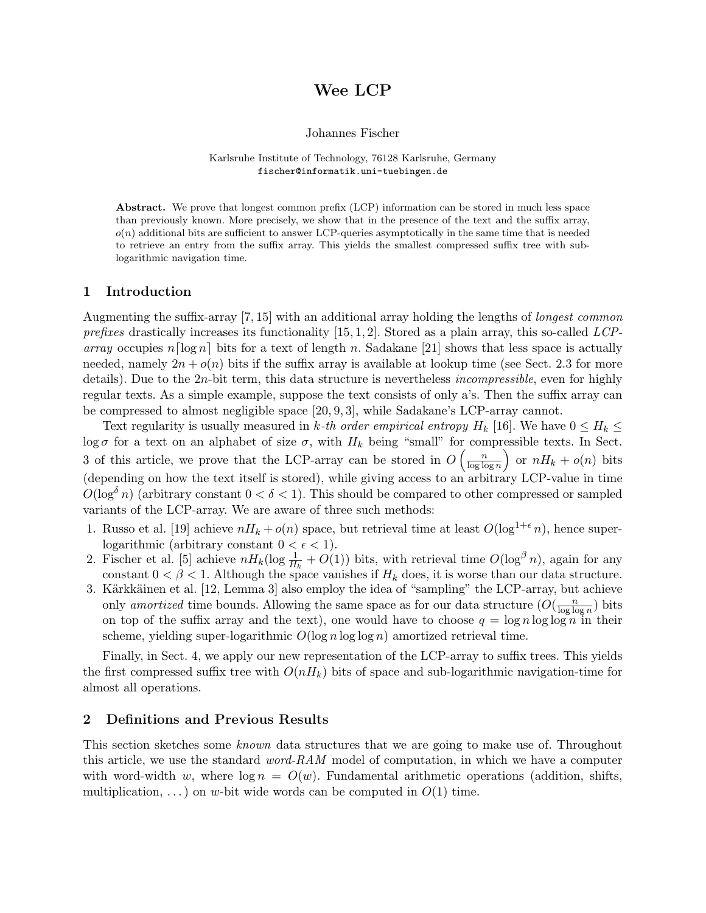# Wee LCP

Johannes Fischer

Karlsruhe Institute of Technology, 76128 Karlsruhe, Germany
fischer@informatik.uni-tuebingen.de

**Abstract.** We prove that longest common prefix (LCP) information can be stored in much less space than previously known. More precisely, we show that in the presence of the text and the suffix array, $o(n)$ additional bits are sufficient to answer LCP-queries asymptotically in the same time that is needed to retrieve an entry from the suffix array. This yields the smallest compressed suffix tree with sub-logarithmic navigation time.

## 1 Introduction

Augmenting the suffix-array [7, 15] with an additional array holding the lengths of *longest common prefixes* drastically increases its functionality [15, 1, 2]. Stored as a plain array, this so-called *LCP-array* occupies $n\lceil\log n\rceil$ bits for a text of length $n$. Sadakane [21] shows that less space is actually needed, namely $2n + o(n)$ bits if the suffix array is available at lookup time (see Sect. 2.3 for more details). Due to the $2n$-bit term, this data structure is nevertheless *incompressible*, even for highly regular texts. As a simple example, suppose the text consists of only a's. Then the suffix array can be compressed to almost negligible space [20, 9, 3], while Sadakane's LCP-array cannot.

Text regularity is usually measured in *k-th order empirical entropy* $H_k$ [16]. We have $0 \leq H_k \leq \log\sigma$ for a text on an alphabet of size $\sigma$, with $H_k$ being "small" for compressible texts. In Sect. 3 of this article, we prove that the LCP-array can be stored in $O\left(\frac{n}{\log\log n}\right)$ or $nH_k + o(n)$ bits (depending on how the text itself is stored), while giving access to an arbitrary LCP-value in time $O(\log^\delta n)$ (arbitrary constant $0 < \delta < 1$). This should be compared to other compressed or sampled variants of the LCP-array. We are aware of three such methods:

1. Russo et al. [19] achieve $nH_k + o(n)$ space, but retrieval time at least $O(\log^{1+\epsilon} n)$, hence super-logarithmic (arbitrary constant $0 < \epsilon < 1$).
2. Fischer et al. [5] achieve $nH_k(\log\frac{1}{H_k} + O(1))$ bits, with retrieval time $O(\log^\beta n)$, again for any constant $0 < \beta < 1$. Although the space vanishes if $H_k$ does, it is worse than our data structure.
3. Kärkkäinen et al. [12, Lemma 3] also employ the idea of "sampling" the LCP-array, but achieve only *amortized* time bounds. Allowing the same space as for our data structure ($O(\frac{n}{\log\log n})$ bits on top of the suffix array and the text), one would have to choose $q = \log n \log\log n$ in their scheme, yielding super-logarithmic $O(\log n \log\log n)$ amortized retrieval time.

Finally, in Sect. 4, we apply our new representation of the LCP-array to suffix trees. This yields the first compressed suffix tree with $O(nH_k)$ bits of space and sub-logarithmic navigation-time for almost all operations.

## 2 Definitions and Previous Results

This section sketches some *known* data structures that we are going to make use of. Throughout this article, we use the standard *word-RAM* model of computation, in which we have a computer with word-width $w$, where $\log n = O(w)$. Fundamental arithmetic operations (addition, shifts, multiplication, ...) on $w$-bit wide words can be computed in $O(1)$ time.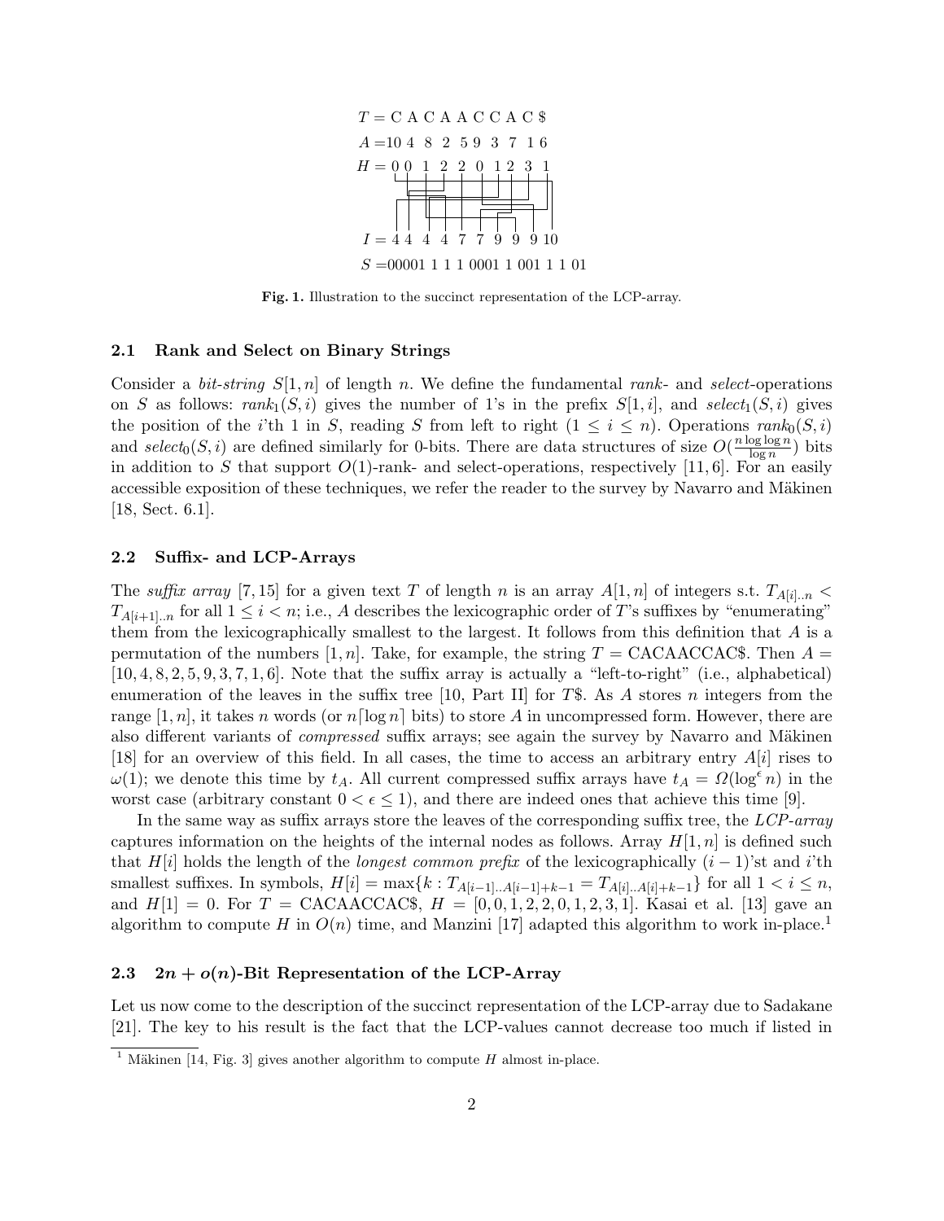$T = $ C A C A A C C A C \$

$A = $ 10 4 8 2 5 9 3 7 1 6

$H = $ 0 0 1 2 2 0 1 2 3 1

$I = $ 4 4 4 4 7 7 9 9 9 10

$S = $ 00001 1 1 1 0001 1 001 1 1 01

**Fig. 1.** Illustration to the succinct representation of the LCP-array.

### 2.1 Rank and Select on Binary Strings

Consider a *bit-string* $S[1, n]$ of length $n$. We define the fundamental *rank*- and *select*-operations on $S$ as follows: $rank_1(S, i)$ gives the number of 1's in the prefix $S[1, i]$, and $select_1(S, i)$ gives the position of the $i$'th 1 in $S$, reading $S$ from left to right ($1 \leq i \leq n$). Operations $rank_0(S, i)$ and $select_0(S, i)$ are defined similarly for 0-bits. There are data structures of size $O(\frac{n \log \log n}{\log n})$ bits in addition to $S$ that support $O(1)$-rank- and select-operations, respectively [11, 6]. For an easily accessible exposition of these techniques, we refer the reader to the survey by Navarro and Mäkinen [18, Sect. 6.1].

### 2.2 Suffix- and LCP-Arrays

The *suffix array* [7, 15] for a given text $T$ of length $n$ is an array $A[1, n]$ of integers s.t. $T_{A[i]..n} < T_{A[i+1]..n}$ for all $1 \leq i < n$; i.e., $A$ describes the lexicographic order of $T$'s suffixes by "enumerating" them from the lexicographically smallest to the largest. It follows from this definition that $A$ is a permutation of the numbers $[1, n]$. Take, for example, the string $T = $ CACAACCAC\$. Then $A = [10, 4, 8, 2, 5, 9, 3, 7, 1, 6]$. Note that the suffix array is actually a "left-to-right" (i.e., alphabetical) enumeration of the leaves in the suffix tree [10, Part II] for $T$\$. As $A$ stores $n$ integers from the range $[1, n]$, it takes $n$ words (or $n\lceil \log n \rceil$ bits) to store $A$ in uncompressed form. However, there are also different variants of *compressed* suffix arrays; see again the survey by Navarro and Mäkinen [18] for an overview of this field. In all cases, the time to access an arbitrary entry $A[i]$ rises to $\omega(1)$; we denote this time by $t_A$. All current compressed suffix arrays have $t_A = \Omega(\log^\epsilon n)$ in the worst case (arbitrary constant $0 < \epsilon \leq 1$), and there are indeed ones that achieve this time [9].

In the same way as suffix arrays store the leaves of the corresponding suffix tree, the *LCP-array* captures information on the heights of the internal nodes as follows. Array $H[1, n]$ is defined such that $H[i]$ holds the length of the *longest common prefix* of the lexicographically $(i-1)$'st and $i$'th smallest suffixes. In symbols, $H[i] = \max\{k : T_{A[i-1]..A[i-1]+k-1} = T_{A[i]..A[i]+k-1}\}$ for all $1 < i \leq n$, and $H[1] = 0$. For $T = $ CACAACCAC\$, $H = [0, 0, 1, 2, 2, 0, 1, 2, 3, 1]$. Kasai et al. [13] gave an algorithm to compute $H$ in $O(n)$ time, and Manzini [17] adapted this algorithm to work in-place.[1]

### 2.3 $2n + o(n)$-Bit Representation of the LCP-Array

Let us now come to the description of the succinct representation of the LCP-array due to Sadakane [21]. The key to his result is the fact that the LCP-values cannot decrease too much if listed in

[1] Mäkinen [14, Fig. 3] gives another algorithm to compute $H$ almost in-place.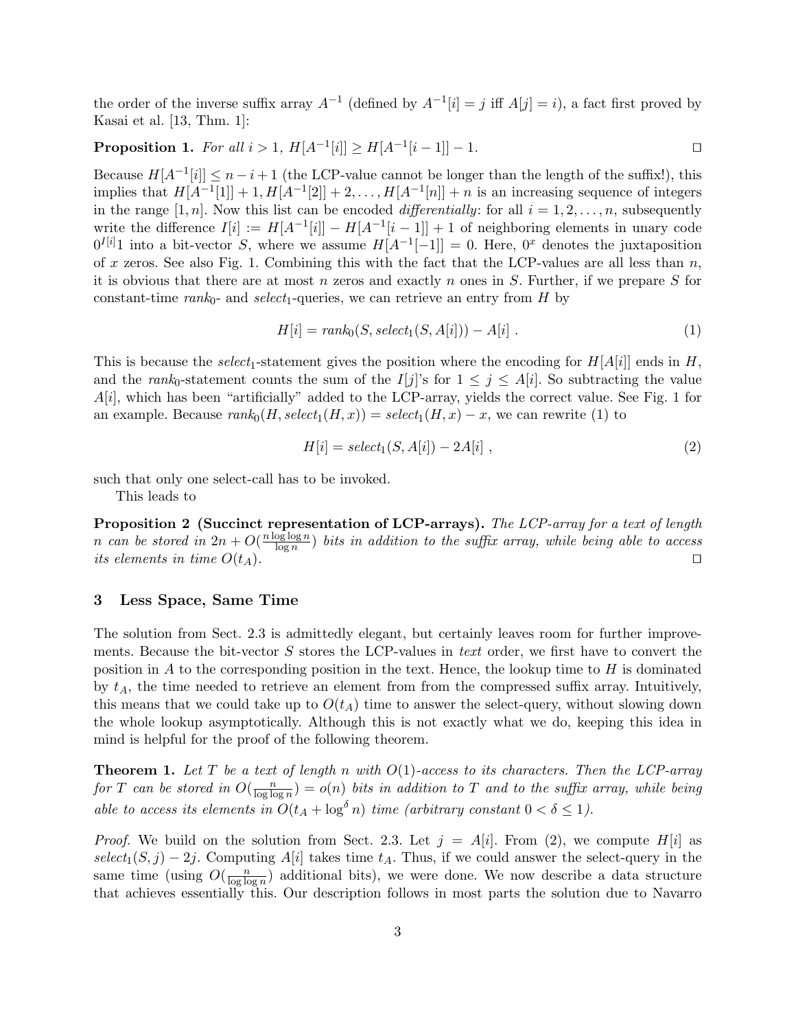the order of the inverse suffix array $A^{-1}$ (defined by $A^{-1}[i] = j$ iff $A[j] = i$), a fact first proved by Kasai et al. [13, Thm. 1]:

**Proposition 1.** *For all $i > 1$, $H[A^{-1}[i]] \geq H[A^{-1}[i-1]] - 1$.* □

Because $H[A^{-1}[i]] \leq n - i + 1$ (the LCP-value cannot be longer than the length of the suffix!), this implies that $H[A^{-1}[1]] + 1, H[A^{-1}[2]] + 2, \ldots, H[A^{-1}[n]] + n$ is an increasing sequence of integers in the range $[1, n]$. Now this list can be encoded *differentially*: for all $i = 1, 2, \ldots, n$, subsequently write the difference $I[i] := H[A^{-1}[i]] - H[A^{-1}[i-1]] + 1$ of neighboring elements in unary code $0^{I[i]}1$ into a bit-vector $S$, where we assume $H[A^{-1}[-1]] = 0$. Here, $0^x$ denotes the juxtaposition of $x$ zeros. See also Fig. 1. Combining this with the fact that the LCP-values are all less than $n$, it is obvious that there are at most $n$ zeros and exactly $n$ ones in $S$. Further, if we prepare $S$ for constant-time $rank_0$- and $select_1$-queries, we can retrieve an entry from $H$ by

$$H[i] = rank_0(S, select_1(S, A[i])) - A[i] \ . \tag{1}$$

This is because the $select_1$-statement gives the position where the encoding for $H[A[i]]$ ends in $H$, and the $rank_0$-statement counts the sum of the $I[j]$'s for $1 \leq j \leq A[i]$. So subtracting the value $A[i]$, which has been "artificially" added to the LCP-array, yields the correct value. See Fig. 1 for an example. Because $rank_0(H, select_1(H, x)) = select_1(H, x) - x$, we can rewrite (1) to

$$H[i] = select_1(S, A[i]) - 2A[i] \ , \tag{2}$$

such that only one select-call has to be invoked.

This leads to

**Proposition 2 (Succinct representation of LCP-arrays).** *The LCP-array for a text of length $n$ can be stored in $2n + O(\frac{n \log \log n}{\log n})$ bits in addition to the suffix array, while being able to access its elements in time $O(t_A)$.* □

## 3 Less Space, Same Time

The solution from Sect. 2.3 is admittedly elegant, but certainly leaves room for further improvements. Because the bit-vector $S$ stores the LCP-values in *text* order, we first have to convert the position in $A$ to the corresponding position in the text. Hence, the lookup time to $H$ is dominated by $t_A$, the time needed to retrieve an element from from the compressed suffix array. Intuitively, this means that we could take up to $O(t_A)$ time to answer the select-query, without slowing down the whole lookup asymptotically. Although this is not exactly what we do, keeping this idea in mind is helpful for the proof of the following theorem.

**Theorem 1.** *Let $T$ be a text of length $n$ with $O(1)$-access to its characters. Then the LCP-array for $T$ can be stored in $O(\frac{n}{\log \log n}) = o(n)$ bits in addition to $T$ and to the suffix array, while being able to access its elements in $O(t_A + \log^\delta n)$ time (arbitrary constant $0 < \delta \leq 1$).*

*Proof.* We build on the solution from Sect. 2.3. Let $j = A[i]$. From (2), we compute $H[i]$ as $select_1(S, j) - 2j$. Computing $A[i]$ takes time $t_A$. Thus, if we could answer the select-query in the same time (using $O(\frac{n}{\log \log n})$ additional bits), we were done. We now describe a data structure that achieves essentially this. Our description follows in most parts the solution due to Navarro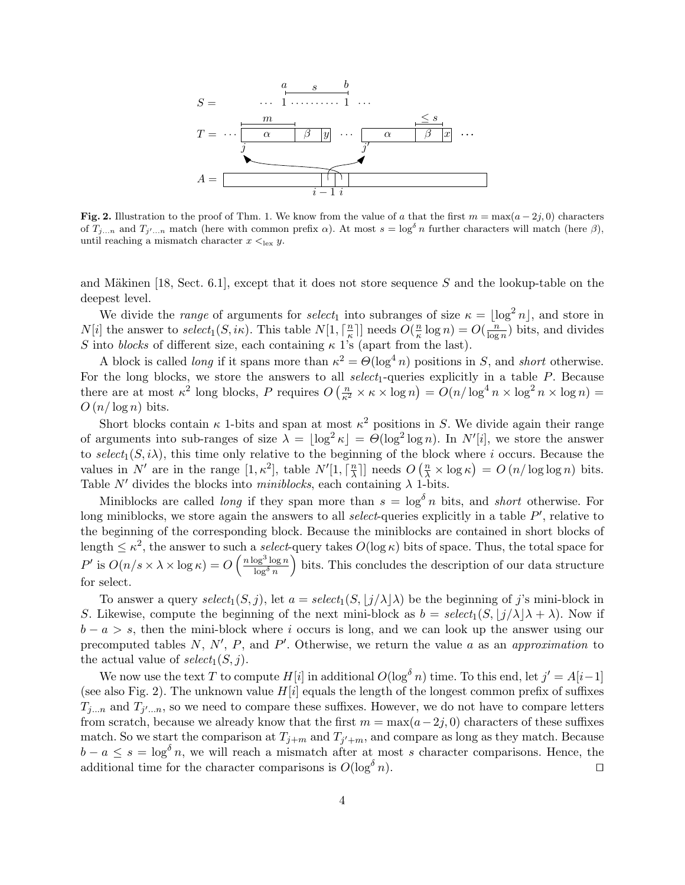**Fig. 2.** Illustration to the proof of Thm. 1. We know from the value of $a$ that the first $m = \max(a - 2j, 0)$ characters of $T_{j...n}$ and $T_{j'...n}$ match (here with common prefix $\alpha$). At most $s = \log^{\delta} n$ further characters will match (here $\beta$), until reaching a mismatch character $x <_{\text{lex}} y$.

and Mäkinen [18, Sect. 6.1], except that it does not store sequence $S$ and the lookup-table on the deepest level.

We divide the *range* of arguments for $select_1$ into subranges of size $\kappa = \lfloor \log^2 n \rfloor$, and store in $N[i]$ the answer to $select_1(S, i\kappa)$. This table $N[1, \lceil \frac{n}{\kappa} \rceil]$ needs $O(\frac{n}{\kappa} \log n) = O(\frac{n}{\log n})$ bits, and divides $S$ into *blocks* of different size, each containing $\kappa$ 1's (apart from the last).

A block is called *long* if it spans more than $\kappa^2 = \Theta(\log^4 n)$ positions in $S$, and *short* otherwise. For the long blocks, we store the answers to all $select_1$-queries explicitly in a table $P$. Because there are at most $\kappa^2$ long blocks, $P$ requires $O\left(\frac{n}{\kappa^2} \times \kappa \times \log n\right) = O(n/\log^4 n \times \log^2 n \times \log n) = O\left(n/\log n\right)$ bits.

Short blocks contain $\kappa$ 1-bits and span at most $\kappa^2$ positions in $S$. We divide again their range of arguments into sub-ranges of size $\lambda = \lfloor \log^2 \kappa \rfloor = \Theta(\log^2 \log n)$. In $N'[i]$, we store the answer to $select_1(S, i\lambda)$, this time only relative to the beginning of the block where $i$ occurs. Because the values in $N'$ are in the range $[1, \kappa^2]$, table $N'[1, \lceil \frac{n}{\lambda} \rceil]$ needs $O\left(\frac{n}{\lambda} \times \log \kappa\right) = O\left(n/\log\log n\right)$ bits. Table $N'$ divides the blocks into *miniblocks*, each containing $\lambda$ 1-bits.

Miniblocks are called *long* if they span more than $s = \log^{\delta} n$ bits, and *short* otherwise. For long miniblocks, we store again the answers to all *select*-queries explicitly in a table $P'$, relative to the beginning of the corresponding block. Because the miniblocks are contained in short blocks of length $\leq \kappa^2$, the answer to such a *select*-query takes $O(\log \kappa)$ bits of space. Thus, the total space for $P'$ is $O(n/s \times \lambda \times \log \kappa) = O\left(\frac{n \log^3 \log n}{\log^{\delta} n}\right)$ bits. This concludes the description of our data structure for select.

To answer a query $select_1(S, j)$, let $a = select_1(S, \lfloor j/\lambda \rfloor \lambda)$ be the beginning of $j$'s mini-block in $S$. Likewise, compute the beginning of the next mini-block as $b = select_1(S, \lfloor j/\lambda \rfloor \lambda + \lambda)$. Now if $b - a > s$, then the mini-block where $i$ occurs is long, and we can look up the answer using our precomputed tables $N$, $N'$, $P$, and $P'$. Otherwise, we return the value $a$ as an *approximation* to the actual value of $select_1(S, j)$.

We now use the text $T$ to compute $H[i]$ in additional $O(\log^{\delta} n)$ time. To this end, let $j' = A[i-1]$ (see also Fig. 2). The unknown value $H[i]$ equals the length of the longest common prefix of suffixes $T_{j...n}$ and $T_{j'...n}$, so we need to compare these suffixes. However, we do not have to compare letters from scratch, because we already know that the first $m = \max(a-2j, 0)$ characters of these suffixes match. So we start the comparison at $T_{j+m}$ and $T_{j'+m}$, and compare as long as they match. Because $b - a \leq s = \log^{\delta} n$, we will reach a mismatch after at most $s$ character comparisons. Hence, the additional time for the character comparisons is $O(\log^{\delta} n)$. ☐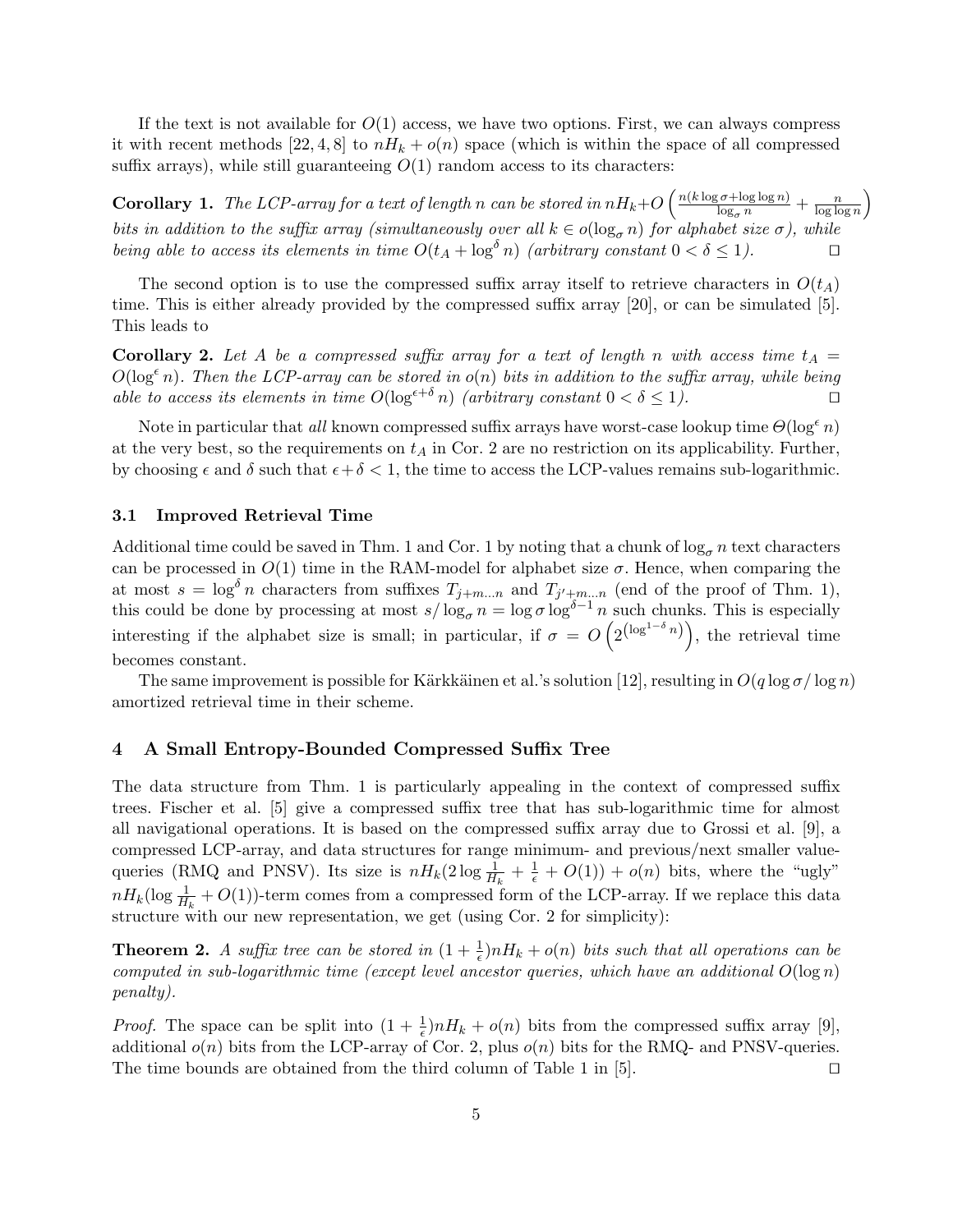If the text is not available for $O(1)$ access, we have two options. First, we can always compress it with recent methods [22, 4, 8] to $nH_k + o(n)$ space (which is within the space of all compressed suffix arrays), while still guaranteeing $O(1)$ random access to its characters:

**Corollary 1.** *The LCP-array for a text of length $n$ can be stored in $nH_k + O\left(\frac{n(k\log\sigma + \log\log n)}{\log_\sigma n} + \frac{n}{\log\log n}\right)$ bits in addition to the suffix array (simultaneously over all $k \in o(\log_\sigma n)$ for alphabet size $\sigma$), while being able to access its elements in time $O(t_A + \log^\delta n)$ (arbitrary constant $0 < \delta \leq 1$).* ◻

The second option is to use the compressed suffix array itself to retrieve characters in $O(t_A)$ time. This is either already provided by the compressed suffix array [20], or can be simulated [5]. This leads to

**Corollary 2.** *Let $A$ be a compressed suffix array for a text of length $n$ with access time $t_A = O(\log^\epsilon n)$. Then the LCP-array can be stored in $o(n)$ bits in addition to the suffix array, while being able to access its elements in time $O(\log^{\epsilon+\delta} n)$ (arbitrary constant $0 < \delta \leq 1$).* ◻

Note in particular that *all* known compressed suffix arrays have worst-case lookup time $\Theta(\log^\epsilon n)$ at the very best, so the requirements on $t_A$ in Cor. 2 are no restriction on its applicability. Further, by choosing $\epsilon$ and $\delta$ such that $\epsilon + \delta < 1$, the time to access the LCP-values remains sub-logarithmic.

### 3.1 Improved Retrieval Time

Additional time could be saved in Thm. 1 and Cor. 1 by noting that a chunk of $\log_\sigma n$ text characters can be processed in $O(1)$ time in the RAM-model for alphabet size $\sigma$. Hence, when comparing the at most $s = \log^\delta n$ characters from suffixes $T_{j+m\ldots n}$ and $T_{j'+m\ldots n}$ (end of the proof of Thm. 1), this could be done by processing at most $s/\log_\sigma n = \log\sigma\log^{\delta-1} n$ such chunks. This is especially interesting if the alphabet size is small; in particular, if $\sigma = O\left(2^{\left(\log^{1-\delta} n\right)}\right)$, the retrieval time becomes constant.

The same improvement is possible for Kärkkäinen et al.'s solution [12], resulting in $O(q\log\sigma/\log n)$ amortized retrieval time in their scheme.

## 4 A Small Entropy-Bounded Compressed Suffix Tree

The data structure from Thm. 1 is particularly appealing in the context of compressed suffix trees. Fischer et al. [5] give a compressed suffix tree that has sub-logarithmic time for almost all navigational operations. It is based on the compressed suffix array due to Grossi et al. [9], a compressed LCP-array, and data structures for range minimum- and previous/next smaller value-queries (RMQ and PNSV). Its size is $nH_k(2\log\frac{1}{H_k} + \frac{1}{\epsilon} + O(1)) + o(n)$ bits, where the "ugly" $nH_k(\log\frac{1}{H_k} + O(1))$-term comes from a compressed form of the LCP-array. If we replace this data structure with our new representation, we get (using Cor. 2 for simplicity):

**Theorem 2.** *A suffix tree can be stored in $(1 + \frac{1}{\epsilon})nH_k + o(n)$ bits such that all operations can be computed in sub-logarithmic time (except level ancestor queries, which have an additional $O(\log n)$ penalty).*

*Proof.* The space can be split into $(1 + \frac{1}{\epsilon})nH_k + o(n)$ bits from the compressed suffix array [9], additional $o(n)$ bits from the LCP-array of Cor. 2, plus $o(n)$ bits for the RMQ- and PNSV-queries. The time bounds are obtained from the third column of Table 1 in [5]. ◻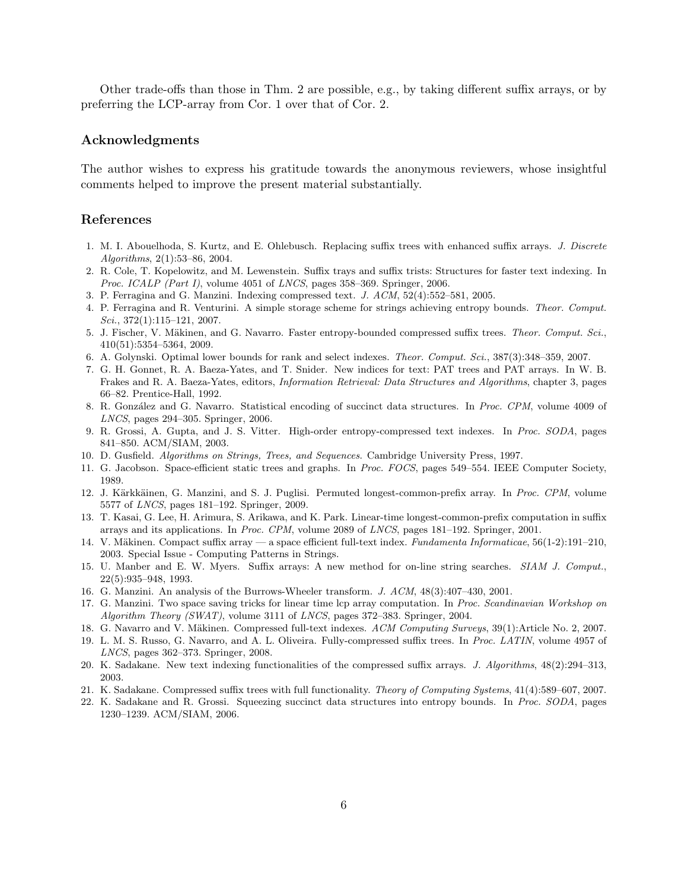Other trade-offs than those in Thm. 2 are possible, e.g., by taking different suffix arrays, or by preferring the LCP-array from Cor. 1 over that of Cor. 2.

## Acknowledgments

The author wishes to express his gratitude towards the anonymous reviewers, whose insightful comments helped to improve the present material substantially.

## References

1. M. I. Abouelhoda, S. Kurtz, and E. Ohlebusch. Replacing suffix trees with enhanced suffix arrays. *J. Discrete Algorithms*, 2(1):53–86, 2004.
2. R. Cole, T. Kopelowitz, and M. Lewenstein. Suffix trays and suffix trists: Structures for faster text indexing. In *Proc. ICALP (Part I)*, volume 4051 of *LNCS*, pages 358–369. Springer, 2006.
3. P. Ferragina and G. Manzini. Indexing compressed text. *J. ACM*, 52(4):552–581, 2005.
4. P. Ferragina and R. Venturini. A simple storage scheme for strings achieving entropy bounds. *Theor. Comput. Sci.*, 372(1):115–121, 2007.
5. J. Fischer, V. Mäkinen, and G. Navarro. Faster entropy-bounded compressed suffix trees. *Theor. Comput. Sci.*, 410(51):5354–5364, 2009.
6. A. Golynski. Optimal lower bounds for rank and select indexes. *Theor. Comput. Sci.*, 387(3):348–359, 2007.
7. G. H. Gonnet, R. A. Baeza-Yates, and T. Snider. New indices for text: PAT trees and PAT arrays. In W. B. Frakes and R. A. Baeza-Yates, editors, *Information Retrieval: Data Structures and Algorithms*, chapter 3, pages 66–82. Prentice-Hall, 1992.
8. R. González and G. Navarro. Statistical encoding of succinct data structures. In *Proc. CPM*, volume 4009 of *LNCS*, pages 294–305. Springer, 2006.
9. R. Grossi, A. Gupta, and J. S. Vitter. High-order entropy-compressed text indexes. In *Proc. SODA*, pages 841–850. ACM/SIAM, 2003.
10. D. Gusfield. *Algorithms on Strings, Trees, and Sequences*. Cambridge University Press, 1997.
11. G. Jacobson. Space-efficient static trees and graphs. In *Proc. FOCS*, pages 549–554. IEEE Computer Society, 1989.
12. J. Kärkkäinen, G. Manzini, and S. J. Puglisi. Permuted longest-common-prefix array. In *Proc. CPM*, volume 5577 of *LNCS*, pages 181–192. Springer, 2009.
13. T. Kasai, G. Lee, H. Arimura, S. Arikawa, and K. Park. Linear-time longest-common-prefix computation in suffix arrays and its applications. In *Proc. CPM*, volume 2089 of *LNCS*, pages 181–192. Springer, 2001.
14. V. Mäkinen. Compact suffix array — a space efficient full-text index. *Fundamenta Informaticae*, 56(1-2):191–210, 2003. Special Issue - Computing Patterns in Strings.
15. U. Manber and E. W. Myers. Suffix arrays: A new method for on-line string searches. *SIAM J. Comput.*, 22(5):935–948, 1993.
16. G. Manzini. An analysis of the Burrows-Wheeler transform. *J. ACM*, 48(3):407–430, 2001.
17. G. Manzini. Two space saving tricks for linear time lcp array computation. In *Proc. Scandinavian Workshop on Algorithm Theory (SWAT)*, volume 3111 of *LNCS*, pages 372–383. Springer, 2004.
18. G. Navarro and V. Mäkinen. Compressed full-text indexes. *ACM Computing Surveys*, 39(1):Article No. 2, 2007.
19. L. M. S. Russo, G. Navarro, and A. L. Oliveira. Fully-compressed suffix trees. In *Proc. LATIN*, volume 4957 of *LNCS*, pages 362–373. Springer, 2008.
20. K. Sadakane. New text indexing functionalities of the compressed suffix arrays. *J. Algorithms*, 48(2):294–313, 2003.
21. K. Sadakane. Compressed suffix trees with full functionality. *Theory of Computing Systems*, 41(4):589–607, 2007.
22. K. Sadakane and R. Grossi. Squeezing succinct data structures into entropy bounds. In *Proc. SODA*, pages 1230–1239. ACM/SIAM, 2006.